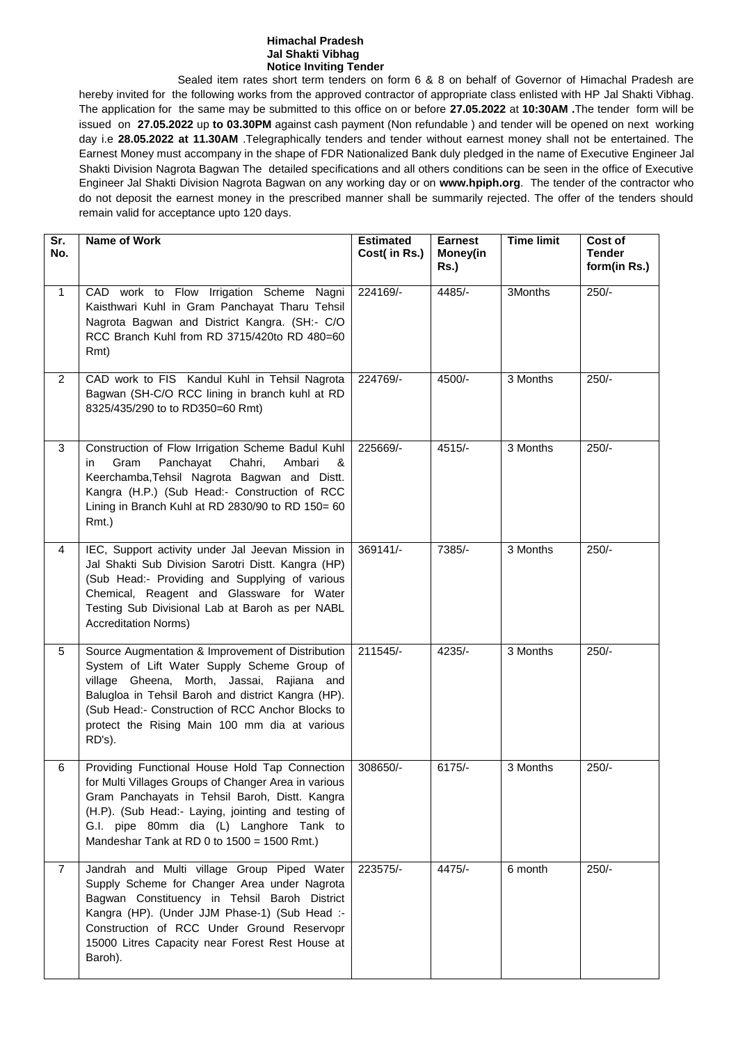**Himachal Pradesh**
**Jal Shakti Vibhag**
**Notice Inviting Tender**

Sealed item rates short term tenders on form 6 & 8 on behalf of Governor of Himachal Pradesh are hereby invited for the following works from the approved contractor of appropriate class enlisted with HP Jal Shakti Vibhag. The application for the same may be submitted to this office on or before **27.05.2022** at **10:30AM .**The tender form will be issued on **27.05.2022** up **to 03.30PM** against cash payment (Non refundable ) and tender will be opened on next working day i.e **28.05.2022 at 11.30AM** .Telegraphically tenders and tender without earnest money shall not be entertained. The Earnest Money must accompany in the shape of FDR Nationalized Bank duly pledged in the name of Executive Engineer Jal Shakti Division Nagrota Bagwan The detailed specifications and all others conditions can be seen in the office of Executive Engineer Jal Shakti Division Nagrota Bagwan on any working day or on **www.hpiph.org**. The tender of the contractor who do not deposit the earnest money in the prescribed manner shall be summarily rejected. The offer of the tenders should remain valid for acceptance upto 120 days.

| Sr. No. | Name of Work | Estimated Cost( in Rs.) | Earnest Money(in Rs.) | Time limit | Cost of Tender form(in Rs.) |
|---|---|---|---|---|---|
| 1 | CAD work to Flow Irrigation Scheme Nagni Kaisthwari Kuhl in Gram Panchayat Tharu Tehsil Nagrota Bagwan and District Kangra. (SH:- C/O RCC Branch Kuhl from RD 3715/420to RD 480=60 Rmt) | 224169/- | 4485/- | 3Months | 250/- |
| 2 | CAD work to FIS Kandul Kuhl in Tehsil Nagrota Bagwan (SH-C/O RCC lining in branch kuhl at RD 8325/435/290 to to RD350=60 Rmt) | 224769/- | 4500/- | 3 Months | 250/- |
| 3 | Construction of Flow Irrigation Scheme Badul Kuhl in Gram Panchayat Chahri, Ambari & Keerchamba,Tehsil Nagrota Bagwan and Distt. Kangra (H.P.) (Sub Head:- Construction of RCC Lining in Branch Kuhl at RD 2830/90 to RD 150= 60 Rmt.) | 225669/- | 4515/- | 3 Months | 250/- |
| 4 | IEC, Support activity under Jal Jeevan Mission in Jal Shakti Sub Division Sarotri Distt. Kangra (HP) (Sub Head:- Providing and Supplying of various Chemical, Reagent and Glassware for Water Testing Sub Divisional Lab at Baroh as per NABL Accreditation Norms) | 369141/- | 7385/- | 3 Months | 250/- |
| 5 | Source Augmentation & Improvement of Distribution System of Lift Water Supply Scheme Group of village Gheena, Morth, Jassai, Rajiana and Balugloa in Tehsil Baroh and district Kangra (HP). (Sub Head:- Construction of RCC Anchor Blocks to protect the Rising Main 100 mm dia at various RD's). | 211545/- | 4235/- | 3 Months | 250/- |
| 6 | Providing Functional House Hold Tap Connection for Multi Villages Groups of Changer Area in various Gram Panchayats in Tehsil Baroh, Distt. Kangra (H.P). (Sub Head:- Laying, jointing and testing of G.I. pipe 80mm dia (L) Langhore Tank to Mandeshar Tank at RD 0 to 1500 = 1500 Rmt.) | 308650/- | 6175/- | 3 Months | 250/- |
| 7 | Jandrah and Multi village Group Piped Water Supply Scheme for Changer Area under Nagrota Bagwan Constituency in Tehsil Baroh District Kangra (HP). (Under JJM Phase-1) (Sub Head :- Construction of RCC Under Ground Reservopr 15000 Litres Capacity near Forest Rest House at Baroh). | 223575/- | 4475/- | 6 month | 250/- |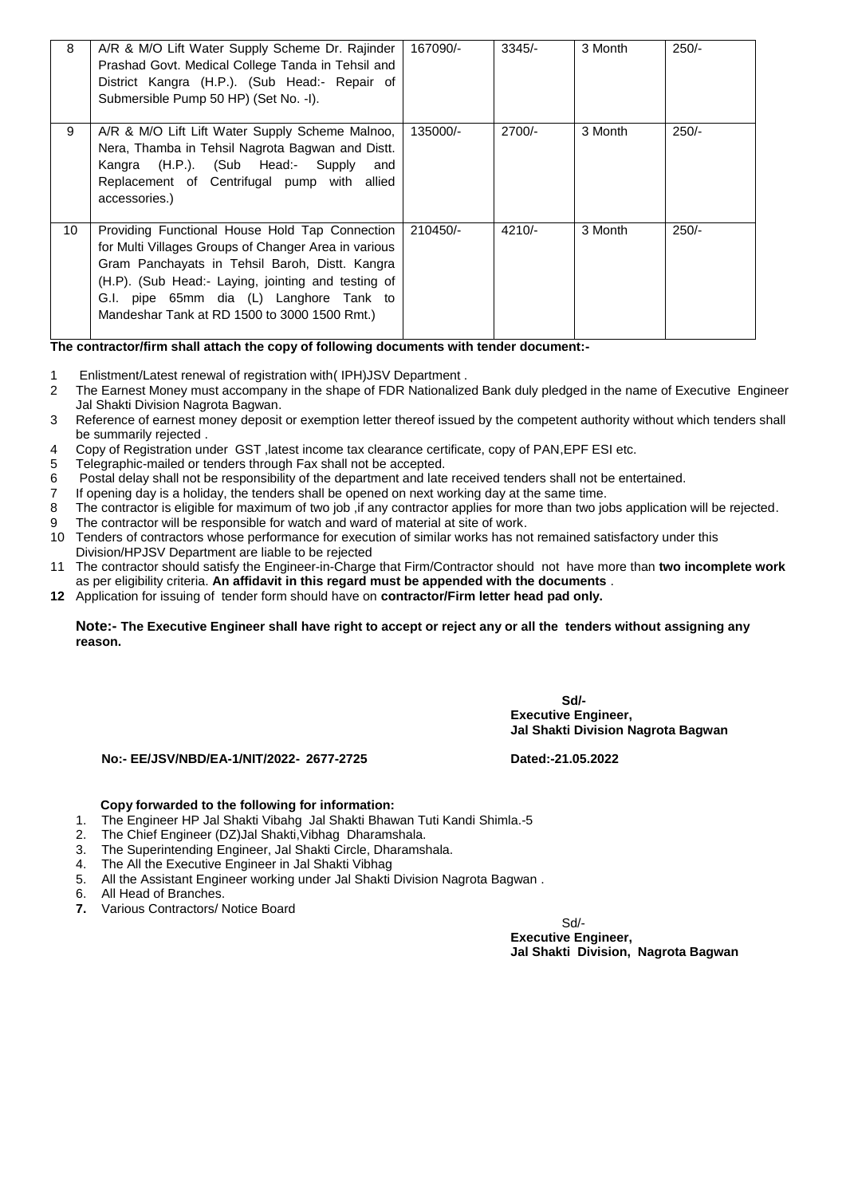| | | | | | |
|---|---|---|---|---|---|
| 8 | A/R & M/O Lift Water Supply Scheme Dr. Rajinder Prashad Govt. Medical College Tanda in Tehsil and District Kangra (H.P.). (Sub Head:- Repair of Submersible Pump 50 HP) (Set No. -I). | 167090/- | 3345/- | 3 Month | 250/- |
| 9 | A/R & M/O Lift Lift Water Supply Scheme Malnoo, Nera, Thamba in Tehsil Nagrota Bagwan and Distt. Kangra (H.P.). (Sub Head:- Supply and Replacement of Centrifugal pump with allied accessories.) | 135000/- | 2700/- | 3 Month | 250/- |
| 10 | Providing Functional House Hold Tap Connection for Multi Villages Groups of Changer Area in various Gram Panchayats in Tehsil Baroh, Distt. Kangra (H.P). (Sub Head:- Laying, jointing and testing of G.I. pipe 65mm dia (L) Langhore Tank to Mandeshar Tank at RD 1500 to 3000 1500 Rmt.) | 210450/- | 4210/- | 3 Month | 250/- |

**The contractor/firm shall attach the copy of following documents with tender document:-**

1. Enlistment/Latest renewal of registration with( IPH)JSV Department .
2. The Earnest Money must accompany in the shape of FDR Nationalized Bank duly pledged in the name of Executive Engineer Jal Shakti Division Nagrota Bagwan.
3. Reference of earnest money deposit or exemption letter thereof issued by the competent authority without which tenders shall be summarily rejected .
4. Copy of Registration under GST ,latest income tax clearance certificate, copy of PAN,EPF ESI etc.
5. Telegraphic-mailed or tenders through Fax shall not be accepted.
6. Postal delay shall not be responsibility of the department and late received tenders shall not be entertained.
7. If opening day is a holiday, the tenders shall be opened on next working day at the same time.
8. The contractor is eligible for maximum of two job ,if any contractor applies for more than two jobs application will be rejected.
9. The contractor will be responsible for watch and ward of material at site of work.
10. Tenders of contractors whose performance for execution of similar works has not remained satisfactory under this Division/HPJSV Department are liable to be rejected
11. The contractor should satisfy the Engineer-in-Charge that Firm/Contractor should not have more than **two incomplete work** as per eligibility criteria. **An affidavit in this regard must be appended with the documents** .
12. Application for issuing of tender form should have on **contractor/Firm letter head pad only.**

**Note:- The Executive Engineer shall have right to accept or reject any or all the tenders without assigning any reason.**

**Sd/-**
**Executive Engineer,**
**Jal Shakti Division Nagrota Bagwan**

**No:- EE/JSV/NBD/EA-1/NIT/2022- 2677-2725** **Dated:-21.05.2022**

**Copy forwarded to the following for information:**

1. The Engineer HP Jal Shakti Vibahg Jal Shakti Bhawan Tuti Kandi Shimla.-5
2. The Chief Engineer (DZ)Jal Shakti,Vibhag Dharamshala.
3. The Superintending Engineer, Jal Shakti Circle, Dharamshala.
4. The All the Executive Engineer in Jal Shakti Vibhag
5. All the Assistant Engineer working under Jal Shakti Division Nagrota Bagwan .
6. All Head of Branches.
7. Various Contractors/ Notice Board

Sd/-
**Executive Engineer,**
**Jal Shakti Division, Nagrota Bagwan**